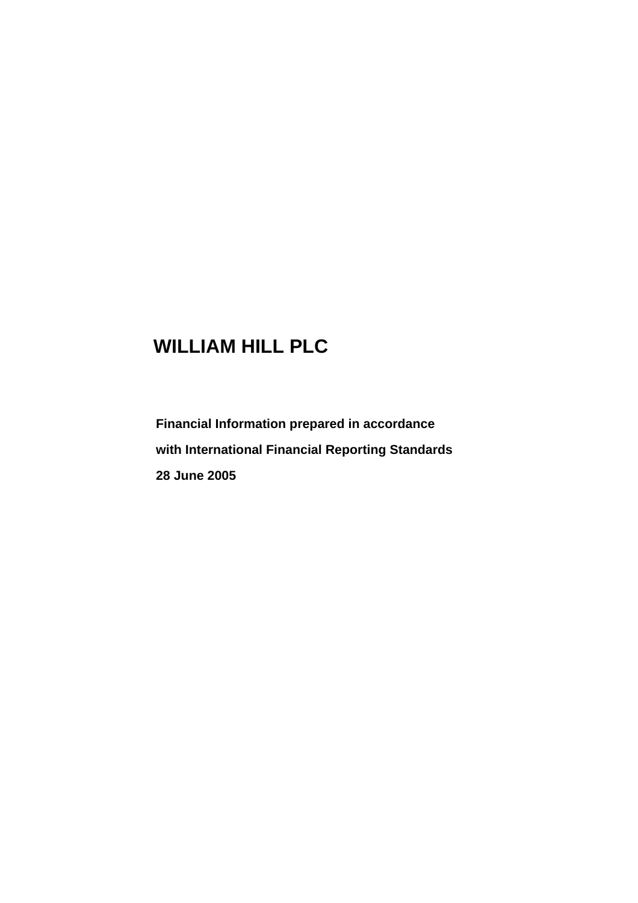# WILLIAM HILL PLC

**Financial Information prepared in accordance**

**with International Financial Reporting Standards**

**28 June 2005**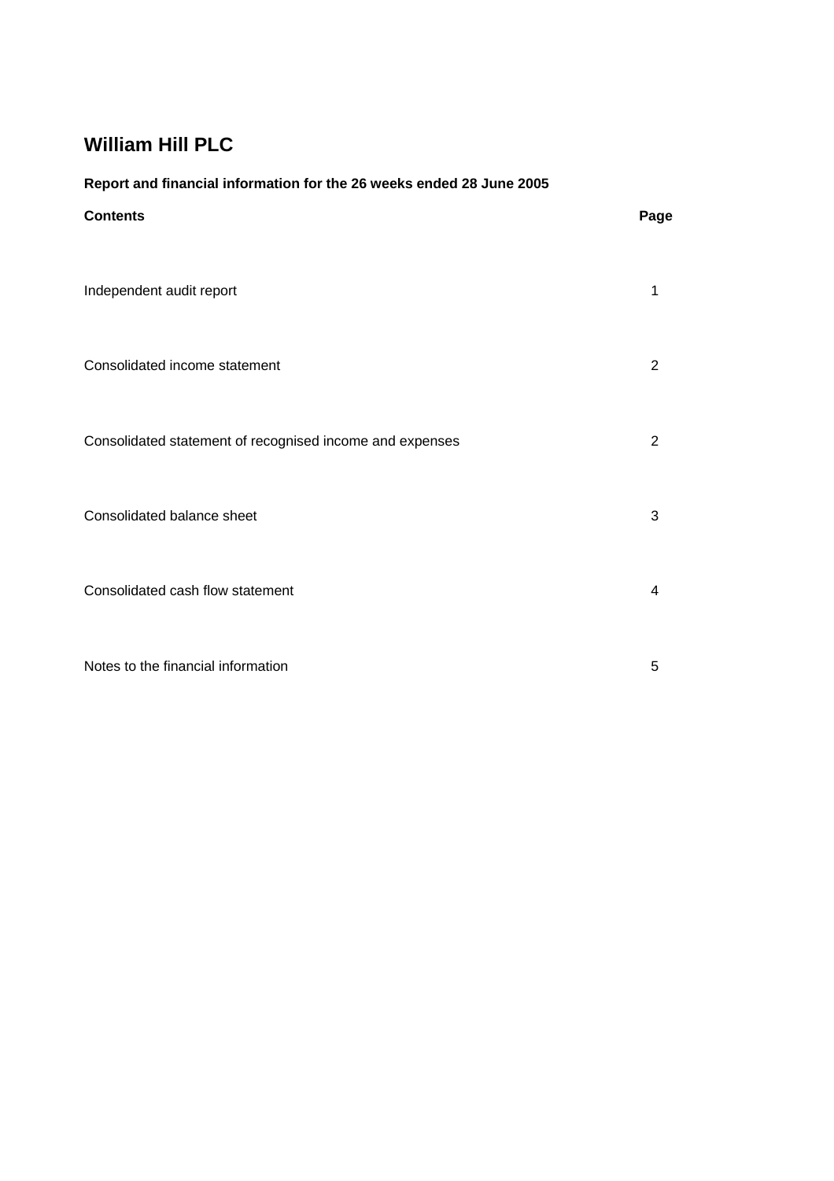# William Hill PLC

**Report and financial information for the 26 weeks ended 28 June 2005**

| **Contents** | **Page** |
| --- | --- |
| Independent audit report | 1 |
| Consolidated income statement | 2 |
| Consolidated statement of recognised income and expenses | 2 |
| Consolidated balance sheet | 3 |
| Consolidated cash flow statement | 4 |
| Notes to the financial information | 5 |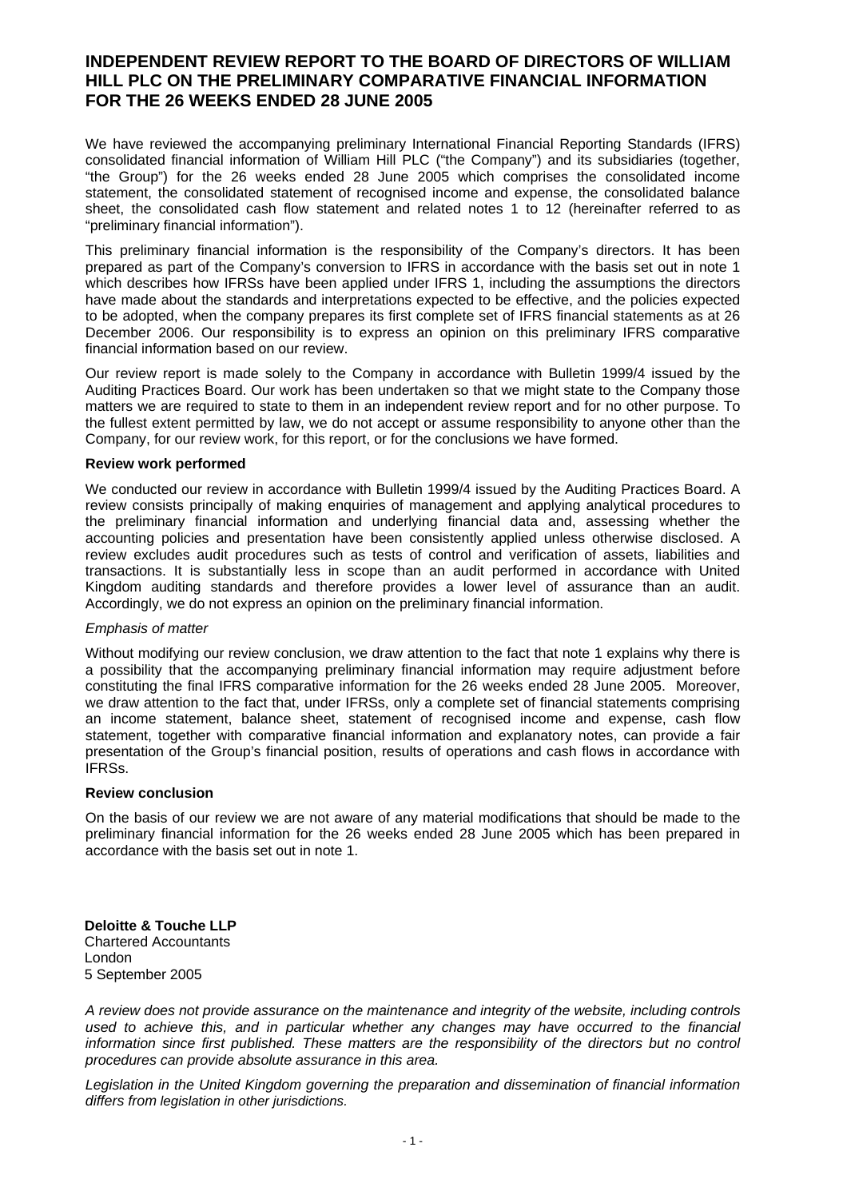# INDEPENDENT REVIEW REPORT TO THE BOARD OF DIRECTORS OF WILLIAM HILL PLC ON THE PRELIMINARY COMPARATIVE FINANCIAL INFORMATION FOR THE 26 WEEKS ENDED 28 JUNE 2005

We have reviewed the accompanying preliminary International Financial Reporting Standards (IFRS) consolidated financial information of William Hill PLC ("the Company") and its subsidiaries (together, "the Group") for the 26 weeks ended 28 June 2005 which comprises the consolidated income statement, the consolidated statement of recognised income and expense, the consolidated balance sheet, the consolidated cash flow statement and related notes 1 to 12 (hereinafter referred to as "preliminary financial information").

This preliminary financial information is the responsibility of the Company's directors. It has been prepared as part of the Company's conversion to IFRS in accordance with the basis set out in note 1 which describes how IFRSs have been applied under IFRS 1, including the assumptions the directors have made about the standards and interpretations expected to be effective, and the policies expected to be adopted, when the company prepares its first complete set of IFRS financial statements as at 26 December 2006. Our responsibility is to express an opinion on this preliminary IFRS comparative financial information based on our review.

Our review report is made solely to the Company in accordance with Bulletin 1999/4 issued by the Auditing Practices Board. Our work has been undertaken so that we might state to the Company those matters we are required to state to them in an independent review report and for no other purpose. To the fullest extent permitted by law, we do not accept or assume responsibility to anyone other than the Company, for our review work, for this report, or for the conclusions we have formed.

**Review work performed**

We conducted our review in accordance with Bulletin 1999/4 issued by the Auditing Practices Board. A review consists principally of making enquiries of management and applying analytical procedures to the preliminary financial information and underlying financial data and, assessing whether the accounting policies and presentation have been consistently applied unless otherwise disclosed. A review excludes audit procedures such as tests of control and verification of assets, liabilities and transactions. It is substantially less in scope than an audit performed in accordance with United Kingdom auditing standards and therefore provides a lower level of assurance than an audit. Accordingly, we do not express an opinion on the preliminary financial information.

*Emphasis of matter*

Without modifying our review conclusion, we draw attention to the fact that note 1 explains why there is a possibility that the accompanying preliminary financial information may require adjustment before constituting the final IFRS comparative information for the 26 weeks ended 28 June 2005. Moreover, we draw attention to the fact that, under IFRSs, only a complete set of financial statements comprising an income statement, balance sheet, statement of recognised income and expense, cash flow statement, together with comparative financial information and explanatory notes, can provide a fair presentation of the Group's financial position, results of operations and cash flows in accordance with IFRSs.

**Review conclusion**

On the basis of our review we are not aware of any material modifications that should be made to the preliminary financial information for the 26 weeks ended 28 June 2005 which has been prepared in accordance with the basis set out in note 1.

**Deloitte & Touche LLP**
Chartered Accountants
London
5 September 2005

*A review does not provide assurance on the maintenance and integrity of the website, including controls used to achieve this, and in particular whether any changes may have occurred to the financial information since first published. These matters are the responsibility of the directors but no control procedures can provide absolute assurance in this area.*

*Legislation in the United Kingdom governing the preparation and dissemination of financial information differs from legislation in other jurisdictions.*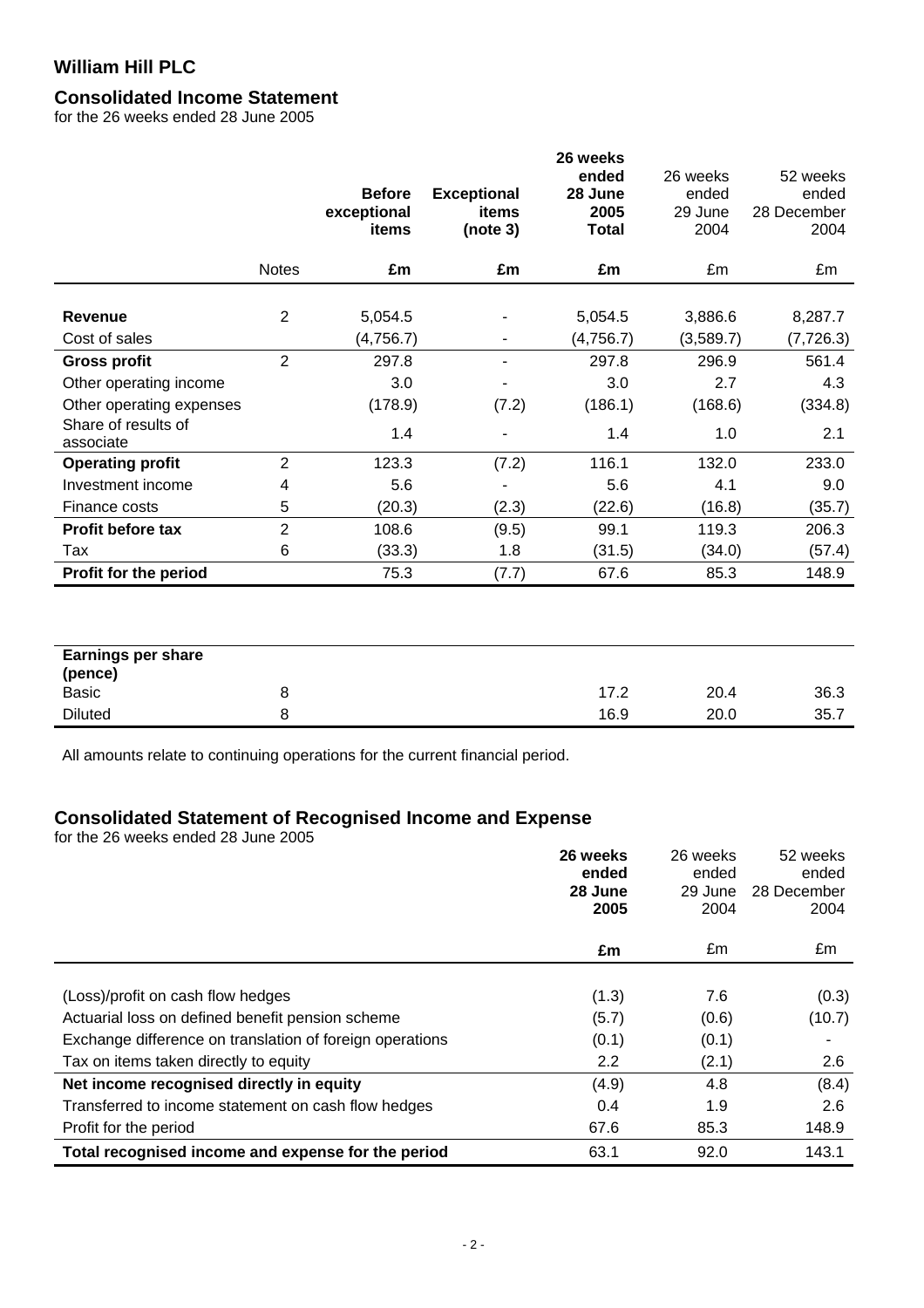# William Hill PLC

## Consolidated Income Statement

for the 26 weeks ended 28 June 2005

| | Notes | **Before exceptional items** | **Exceptional items (note 3)** | **26 weeks ended 28 June 2005 Total** | 26 weeks ended 29 June 2004 | 52 weeks ended 28 December 2004 |
|---|---|---|---|---|---|---|
| | | **£m** | **£m** | **£m** | £m | £m |
| **Revenue** | 2 | 5,054.5 | - | 5,054.5 | 3,886.6 | 8,287.7 |
| Cost of sales | | (4,756.7) | - | (4,756.7) | (3,589.7) | (7,726.3) |
| **Gross profit** | 2 | 297.8 | - | 297.8 | 296.9 | 561.4 |
| Other operating income | | 3.0 | - | 3.0 | 2.7 | 4.3 |
| Other operating expenses | | (178.9) | (7.2) | (186.1) | (168.6) | (334.8) |
| Share of results of associate | | 1.4 | - | 1.4 | 1.0 | 2.1 |
| **Operating profit** | 2 | 123.3 | (7.2) | 116.1 | 132.0 | 233.0 |
| Investment income | 4 | 5.6 | - | 5.6 | 4.1 | 9.0 |
| Finance costs | 5 | (20.3) | (2.3) | (22.6) | (16.8) | (35.7) |
| **Profit before tax** | 2 | 108.6 | (9.5) | 99.1 | 119.3 | 206.3 |
| Tax | 6 | (33.3) | 1.8 | (31.5) | (34.0) | (57.4) |
| **Profit for the period** | | 75.3 | (7.7) | 67.6 | 85.3 | 148.9 |

| **Earnings per share (pence)** | | | | | | |
|---|---|---|---|---|---|---|
| Basic | 8 | | | 17.2 | 20.4 | 36.3 |
| Diluted | 8 | | | 16.9 | 20.0 | 35.7 |

All amounts relate to continuing operations for the current financial period.

## Consolidated Statement of Recognised Income and Expense

for the 26 weeks ended 28 June 2005

| | **26 weeks ended 28 June 2005** | 26 weeks ended 29 June 2004 | 52 weeks ended 28 December 2004 |
|---|---|---|---|
| | **£m** | £m | £m |
| (Loss)/profit on cash flow hedges | (1.3) | 7.6 | (0.3) |
| Actuarial loss on defined benefit pension scheme | (5.7) | (0.6) | (10.7) |
| Exchange difference on translation of foreign operations | (0.1) | (0.1) | - |
| Tax on items taken directly to equity | 2.2 | (2.1) | 2.6 |
| **Net income recognised directly in equity** | (4.9) | 4.8 | (8.4) |
| Transferred to income statement on cash flow hedges | 0.4 | 1.9 | 2.6 |
| Profit for the period | 67.6 | 85.3 | 148.9 |
| **Total recognised income and expense for the period** | 63.1 | 92.0 | 143.1 |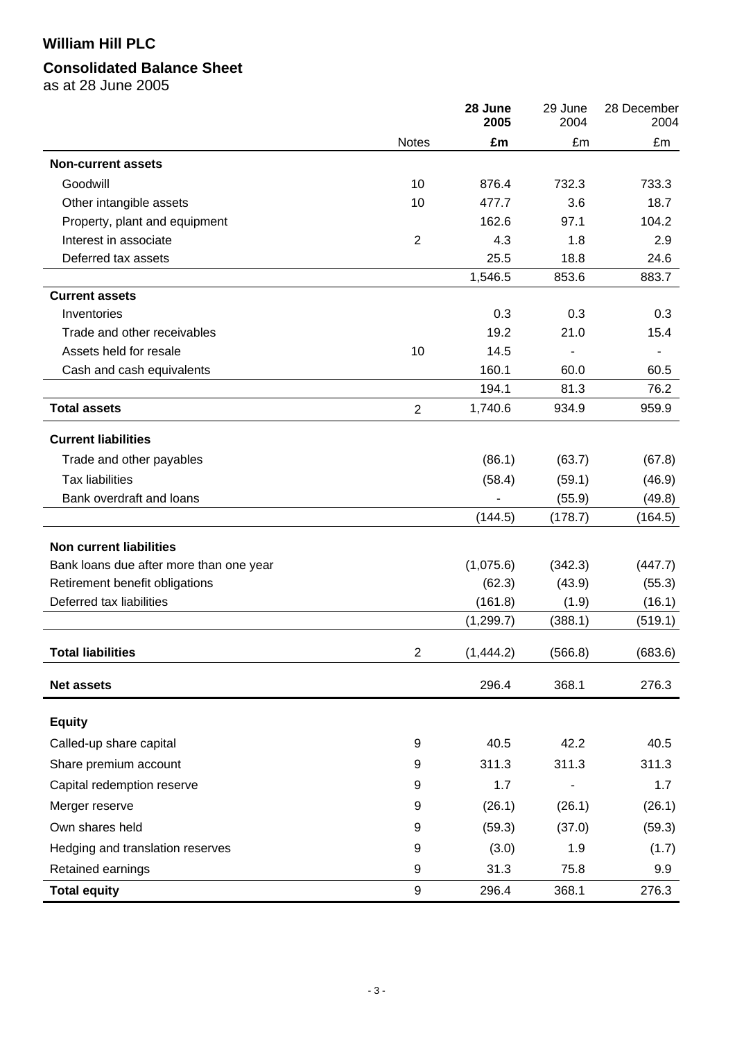# William Hill PLC

## Consolidated Balance Sheet

as at 28 June 2005

| | Notes | **28 June 2005** | 29 June 2004 | 28 December 2004 |
|---|---|---|---|---|
| | | **£m** | £m | £m |
| **Non-current assets** | | | | |
| Goodwill | 10 | 876.4 | 732.3 | 733.3 |
| Other intangible assets | 10 | 477.7 | 3.6 | 18.7 |
| Property, plant and equipment | | 162.6 | 97.1 | 104.2 |
| Interest in associate | 2 | 4.3 | 1.8 | 2.9 |
| Deferred tax assets | | 25.5 | 18.8 | 24.6 |
| | | 1,546.5 | 853.6 | 883.7 |
| **Current assets** | | | | |
| Inventories | | 0.3 | 0.3 | 0.3 |
| Trade and other receivables | | 19.2 | 21.0 | 15.4 |
| Assets held for resale | 10 | 14.5 | - | - |
| Cash and cash equivalents | | 160.1 | 60.0 | 60.5 |
| | | 194.1 | 81.3 | 76.2 |
| **Total assets** | 2 | 1,740.6 | 934.9 | 959.9 |
| **Current liabilities** | | | | |
| Trade and other payables | | (86.1) | (63.7) | (67.8) |
| Tax liabilities | | (58.4) | (59.1) | (46.9) |
| Bank overdraft and loans | | - | (55.9) | (49.8) |
| | | (144.5) | (178.7) | (164.5) |
| **Non current liabilities** | | | | |
| Bank loans due after more than one year | | (1,075.6) | (342.3) | (447.7) |
| Retirement benefit obligations | | (62.3) | (43.9) | (55.3) |
| Deferred tax liabilities | | (161.8) | (1.9) | (16.1) |
| | | (1,299.7) | (388.1) | (519.1) |
| **Total liabilities** | 2 | (1,444.2) | (566.8) | (683.6) |
| **Net assets** | | 296.4 | 368.1 | 276.3 |
| **Equity** | | | | |
| Called-up share capital | 9 | 40.5 | 42.2 | 40.5 |
| Share premium account | 9 | 311.3 | 311.3 | 311.3 |
| Capital redemption reserve | 9 | 1.7 | - | 1.7 |
| Merger reserve | 9 | (26.1) | (26.1) | (26.1) |
| Own shares held | 9 | (59.3) | (37.0) | (59.3) |
| Hedging and translation reserves | 9 | (3.0) | 1.9 | (1.7) |
| Retained earnings | 9 | 31.3 | 75.8 | 9.9 |
| **Total equity** | 9 | 296.4 | 368.1 | 276.3 |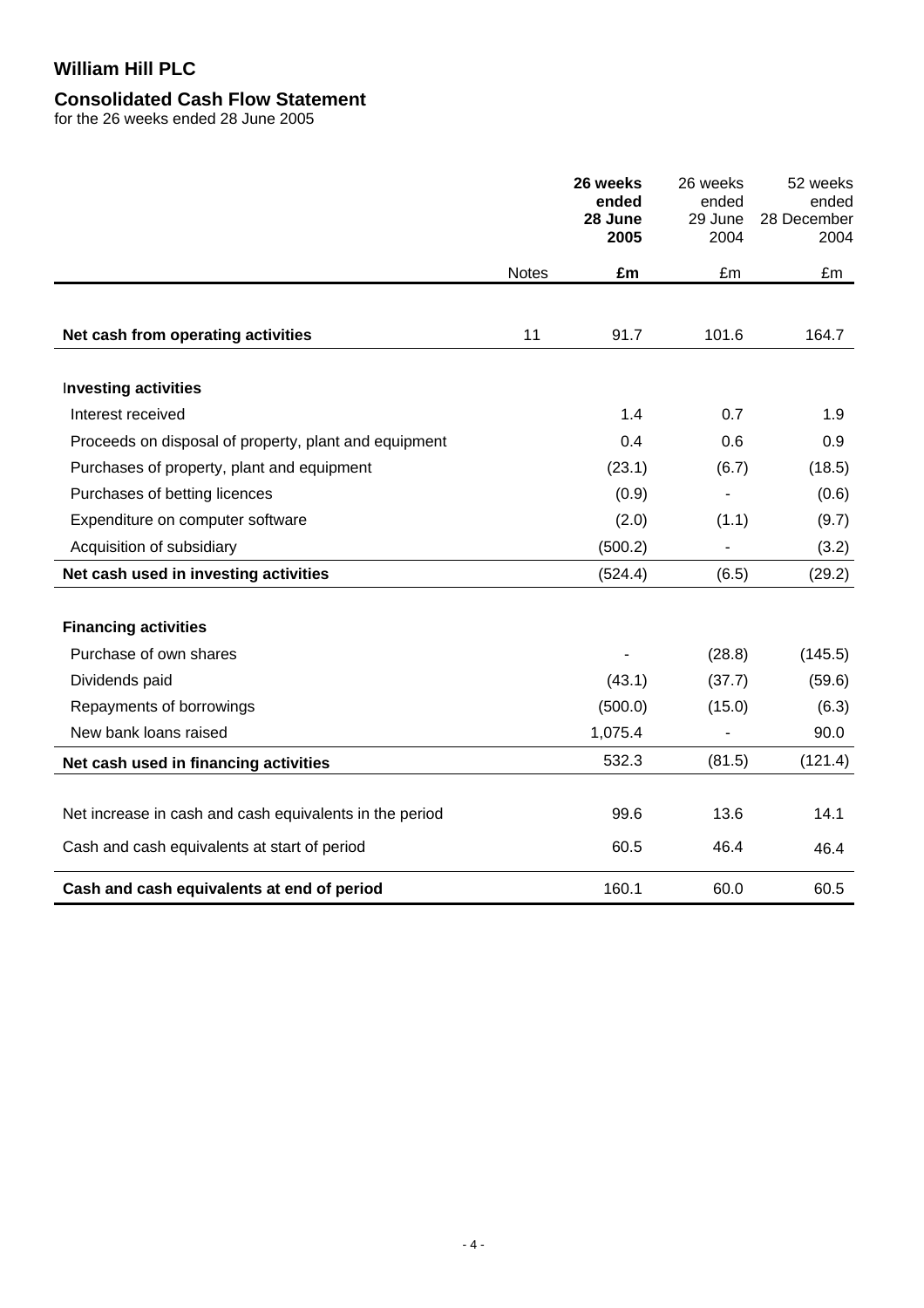# William Hill PLC

## Consolidated Cash Flow Statement

for the 26 weeks ended 28 June 2005

| | Notes | **26 weeks ended 28 June 2005** | 26 weeks ended 29 June 2004 | 52 weeks ended 28 December 2004 |
|---|---|---|---|---|
| | | **£m** | £m | £m |
| **Net cash from operating activities** | 11 | 91.7 | 101.6 | 164.7 |
| **Investing activities** | | | | |
| Interest received | | 1.4 | 0.7 | 1.9 |
| Proceeds on disposal of property, plant and equipment | | 0.4 | 0.6 | 0.9 |
| Purchases of property, plant and equipment | | (23.1) | (6.7) | (18.5) |
| Purchases of betting licences | | (0.9) | - | (0.6) |
| Expenditure on computer software | | (2.0) | (1.1) | (9.7) |
| Acquisition of subsidiary | | (500.2) | - | (3.2) |
| **Net cash used in investing activities** | | (524.4) | (6.5) | (29.2) |
| **Financing activities** | | | | |
| Purchase of own shares | | - | (28.8) | (145.5) |
| Dividends paid | | (43.1) | (37.7) | (59.6) |
| Repayments of borrowings | | (500.0) | (15.0) | (6.3) |
| New bank loans raised | | 1,075.4 | - | 90.0 |
| **Net cash used in financing activities** | | 532.3 | (81.5) | (121.4) |
| Net increase in cash and cash equivalents in the period | | 99.6 | 13.6 | 14.1 |
| Cash and cash equivalents at start of period | | 60.5 | 46.4 | 46.4 |
| **Cash and cash equivalents at end of period** | | 160.1 | 60.0 | 60.5 |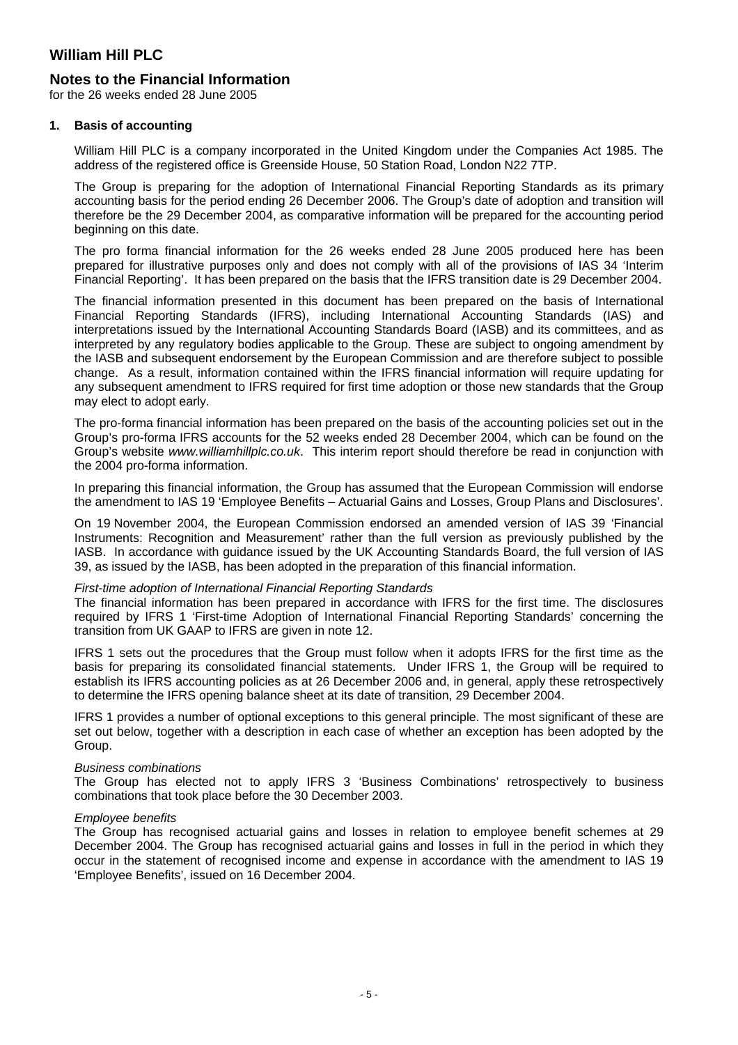# William Hill PLC

## Notes to the Financial Information

for the 26 weeks ended 28 June 2005

### 1. Basis of accounting

William Hill PLC is a company incorporated in the United Kingdom under the Companies Act 1985. The address of the registered office is Greenside House, 50 Station Road, London N22 7TP.

The Group is preparing for the adoption of International Financial Reporting Standards as its primary accounting basis for the period ending 26 December 2006. The Group's date of adoption and transition will therefore be the 29 December 2004, as comparative information will be prepared for the accounting period beginning on this date.

The pro forma financial information for the 26 weeks ended 28 June 2005 produced here has been prepared for illustrative purposes only and does not comply with all of the provisions of IAS 34 'Interim Financial Reporting'. It has been prepared on the basis that the IFRS transition date is 29 December 2004.

The financial information presented in this document has been prepared on the basis of International Financial Reporting Standards (IFRS), including International Accounting Standards (IAS) and interpretations issued by the International Accounting Standards Board (IASB) and its committees, and as interpreted by any regulatory bodies applicable to the Group. These are subject to ongoing amendment by the IASB and subsequent endorsement by the European Commission and are therefore subject to possible change. As a result, information contained within the IFRS financial information will require updating for any subsequent amendment to IFRS required for first time adoption or those new standards that the Group may elect to adopt early.

The pro-forma financial information has been prepared on the basis of the accounting policies set out in the Group's pro-forma IFRS accounts for the 52 weeks ended 28 December 2004, which can be found on the Group's website *www.williamhillplc.co.uk*. This interim report should therefore be read in conjunction with the 2004 pro-forma information.

In preparing this financial information, the Group has assumed that the European Commission will endorse the amendment to IAS 19 'Employee Benefits – Actuarial Gains and Losses, Group Plans and Disclosures'.

On 19 November 2004, the European Commission endorsed an amended version of IAS 39 'Financial Instruments: Recognition and Measurement' rather than the full version as previously published by the IASB. In accordance with guidance issued by the UK Accounting Standards Board, the full version of IAS 39, as issued by the IASB, has been adopted in the preparation of this financial information.

*First-time adoption of International Financial Reporting Standards*

The financial information has been prepared in accordance with IFRS for the first time. The disclosures required by IFRS 1 'First-time Adoption of International Financial Reporting Standards' concerning the transition from UK GAAP to IFRS are given in note 12.

IFRS 1 sets out the procedures that the Group must follow when it adopts IFRS for the first time as the basis for preparing its consolidated financial statements. Under IFRS 1, the Group will be required to establish its IFRS accounting policies as at 26 December 2006 and, in general, apply these retrospectively to determine the IFRS opening balance sheet at its date of transition, 29 December 2004.

IFRS 1 provides a number of optional exceptions to this general principle. The most significant of these are set out below, together with a description in each case of whether an exception has been adopted by the Group.

*Business combinations*

The Group has elected not to apply IFRS 3 'Business Combinations' retrospectively to business combinations that took place before the 30 December 2003.

*Employee benefits*

The Group has recognised actuarial gains and losses in relation to employee benefit schemes at 29 December 2004. The Group has recognised actuarial gains and losses in full in the period in which they occur in the statement of recognised income and expense in accordance with the amendment to IAS 19 'Employee Benefits', issued on 16 December 2004.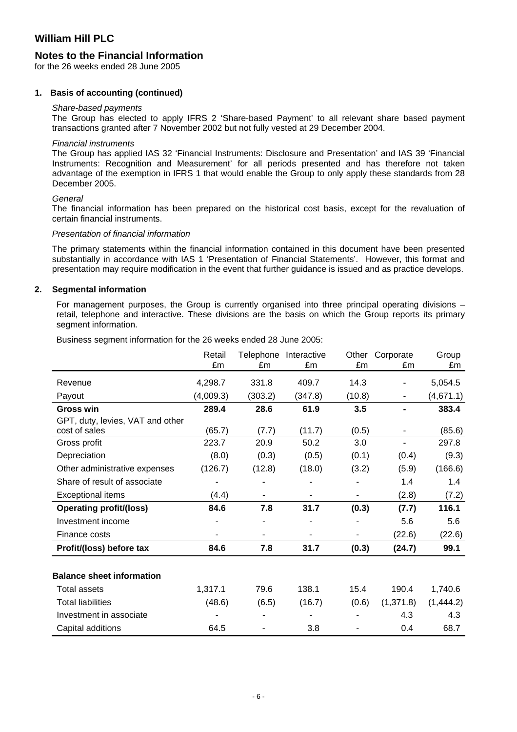# William Hill PLC

## Notes to the Financial Information

for the 26 weeks ended 28 June 2005

### 1. Basis of accounting (continued)

*Share-based payments*

The Group has elected to apply IFRS 2 'Share-based Payment' to all relevant share based payment transactions granted after 7 November 2002 but not fully vested at 29 December 2004.

*Financial instruments*

The Group has applied IAS 32 'Financial Instruments: Disclosure and Presentation' and IAS 39 'Financial Instruments: Recognition and Measurement' for all periods presented and has therefore not taken advantage of the exemption in IFRS 1 that would enable the Group to only apply these standards from 28 December 2005.

*General*

The financial information has been prepared on the historical cost basis, except for the revaluation of certain financial instruments.

*Presentation of financial information*

The primary statements within the financial information contained in this document have been presented substantially in accordance with IAS 1 'Presentation of Financial Statements'. However, this format and presentation may require modification in the event that further guidance is issued and as practice develops.

### 2. Segmental information

For management purposes, the Group is currently organised into three principal operating divisions – retail, telephone and interactive. These divisions are the basis on which the Group reports its primary segment information.

Business segment information for the 26 weeks ended 28 June 2005:

| | Retail £m | Telephone £m | Interactive £m | Other £m | Corporate £m | Group £m |
|---|---|---|---|---|---|---|
| Revenue | 4,298.7 | 331.8 | 409.7 | 14.3 | - | 5,054.5 |
| Payout | (4,009.3) | (303.2) | (347.8) | (10.8) | - | (4,671.1) |
| **Gross win** | **289.4** | **28.6** | **61.9** | **3.5** | **-** | **383.4** |
| GPT, duty, levies, VAT and other cost of sales | (65.7) | (7.7) | (11.7) | (0.5) | - | (85.6) |
| Gross profit | 223.7 | 20.9 | 50.2 | 3.0 | - | 297.8 |
| Depreciation | (8.0) | (0.3) | (0.5) | (0.1) | (0.4) | (9.3) |
| Other administrative expenses | (126.7) | (12.8) | (18.0) | (3.2) | (5.9) | (166.6) |
| Share of result of associate | - | - | - | - | 1.4 | 1.4 |
| Exceptional items | (4.4) | - | - | - | (2.8) | (7.2) |
| **Operating profit/(loss)** | **84.6** | **7.8** | **31.7** | **(0.3)** | **(7.7)** | **116.1** |
| Investment income | - | - | - | - | 5.6 | 5.6 |
| Finance costs | - | - | - | - | (22.6) | (22.6) |
| **Profit/(loss) before tax** | **84.6** | **7.8** | **31.7** | **(0.3)** | **(24.7)** | **99.1** |
| | | | | | | |
| **Balance sheet information** | | | | | | |
| Total assets | 1,317.1 | 79.6 | 138.1 | 15.4 | 190.4 | 1,740.6 |
| Total liabilities | (48.6) | (6.5) | (16.7) | (0.6) | (1,371.8) | (1,444.2) |
| Investment in associate | - | - | - | - | 4.3 | 4.3 |
| Capital additions | 64.5 | - | 3.8 | - | 0.4 | 68.7 |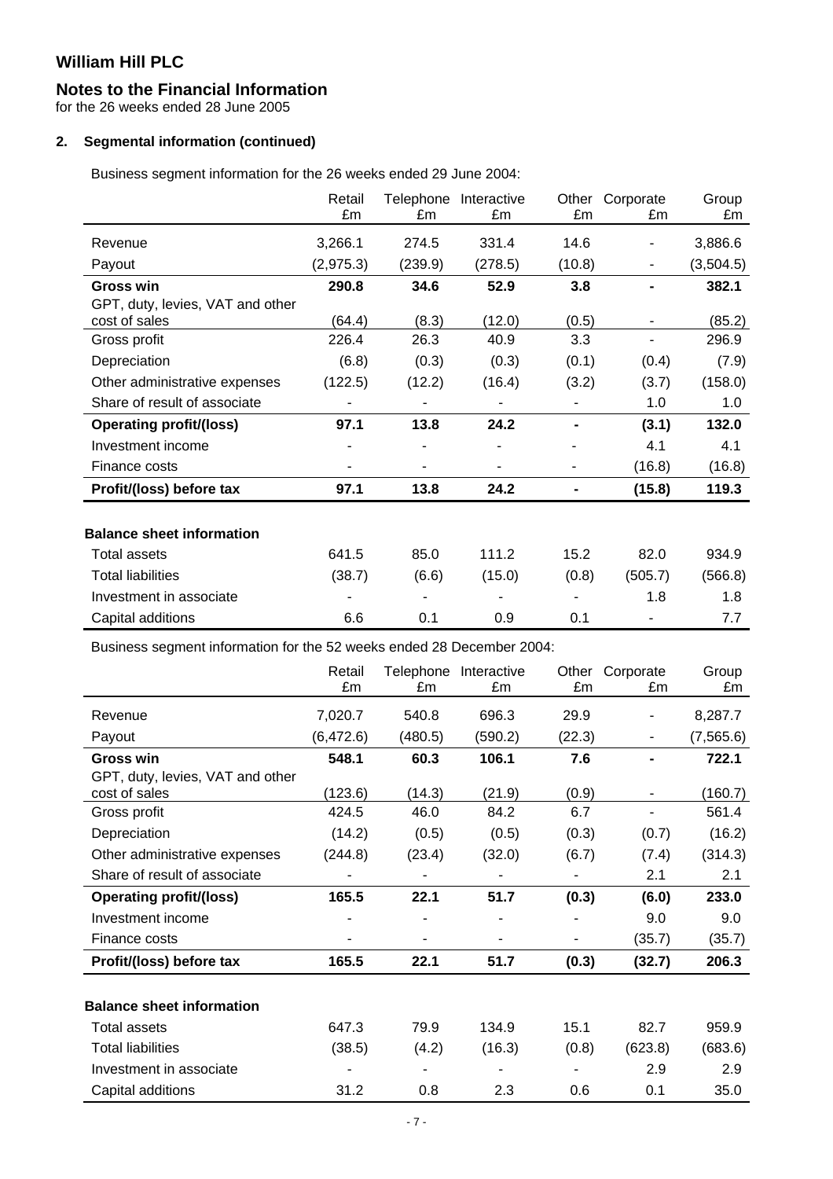# William Hill PLC

## Notes to the Financial Information

for the 26 weeks ended 28 June 2005

### 2. Segmental information (continued)

Business segment information for the 26 weeks ended 29 June 2004:

| | Retail £m | Telephone £m | Interactive £m | Other £m | Corporate £m | Group £m |
|---|---|---|---|---|---|---|
| Revenue | 3,266.1 | 274.5 | 331.4 | 14.6 | - | 3,886.6 |
| Payout | (2,975.3) | (239.9) | (278.5) | (10.8) | - | (3,504.5) |
| **Gross win** | **290.8** | **34.6** | **52.9** | **3.8** | **-** | **382.1** |
| GPT, duty, levies, VAT and other cost of sales | (64.4) | (8.3) | (12.0) | (0.5) | - | (85.2) |
| Gross profit | 226.4 | 26.3 | 40.9 | 3.3 | - | 296.9 |
| Depreciation | (6.8) | (0.3) | (0.3) | (0.1) | (0.4) | (7.9) |
| Other administrative expenses | (122.5) | (12.2) | (16.4) | (3.2) | (3.7) | (158.0) |
| Share of result of associate | - | - | - | - | 1.0 | 1.0 |
| **Operating profit/(loss)** | **97.1** | **13.8** | **24.2** | **-** | **(3.1)** | **132.0** |
| Investment income | - | - | - | - | 4.1 | 4.1 |
| Finance costs | - | - | - | - | (16.8) | (16.8) |
| **Profit/(loss) before tax** | **97.1** | **13.8** | **24.2** | **-** | **(15.8)** | **119.3** |
| | | | | | | |
| **Balance sheet information** | | | | | | |
| Total assets | 641.5 | 85.0 | 111.2 | 15.2 | 82.0 | 934.9 |
| Total liabilities | (38.7) | (6.6) | (15.0) | (0.8) | (505.7) | (566.8) |
| Investment in associate | - | - | - | - | 1.8 | 1.8 |
| Capital additions | 6.6 | 0.1 | 0.9 | 0.1 | - | 7.7 |

Business segment information for the 52 weeks ended 28 December 2004:

| | Retail £m | Telephone £m | Interactive £m | Other £m | Corporate £m | Group £m |
|---|---|---|---|---|---|---|
| Revenue | 7,020.7 | 540.8 | 696.3 | 29.9 | - | 8,287.7 |
| Payout | (6,472.6) | (480.5) | (590.2) | (22.3) | - | (7,565.6) |
| **Gross win** | **548.1** | **60.3** | **106.1** | **7.6** | **-** | **722.1** |
| GPT, duty, levies, VAT and other cost of sales | (123.6) | (14.3) | (21.9) | (0.9) | - | (160.7) |
| Gross profit | 424.5 | 46.0 | 84.2 | 6.7 | - | 561.4 |
| Depreciation | (14.2) | (0.5) | (0.5) | (0.3) | (0.7) | (16.2) |
| Other administrative expenses | (244.8) | (23.4) | (32.0) | (6.7) | (7.4) | (314.3) |
| Share of result of associate | - | - | - | - | 2.1 | 2.1 |
| **Operating profit/(loss)** | **165.5** | **22.1** | **51.7** | **(0.3)** | **(6.0)** | **233.0** |
| Investment income | - | - | - | - | 9.0 | 9.0 |
| Finance costs | - | - | - | - | (35.7) | (35.7) |
| **Profit/(loss) before tax** | **165.5** | **22.1** | **51.7** | **(0.3)** | **(32.7)** | **206.3** |
| | | | | | | |
| **Balance sheet information** | | | | | | |
| Total assets | 647.3 | 79.9 | 134.9 | 15.1 | 82.7 | 959.9 |
| Total liabilities | (38.5) | (4.2) | (16.3) | (0.8) | (623.8) | (683.6) |
| Investment in associate | - | - | - | - | 2.9 | 2.9 |
| Capital additions | 31.2 | 0.8 | 2.3 | 0.6 | 0.1 | 35.0 |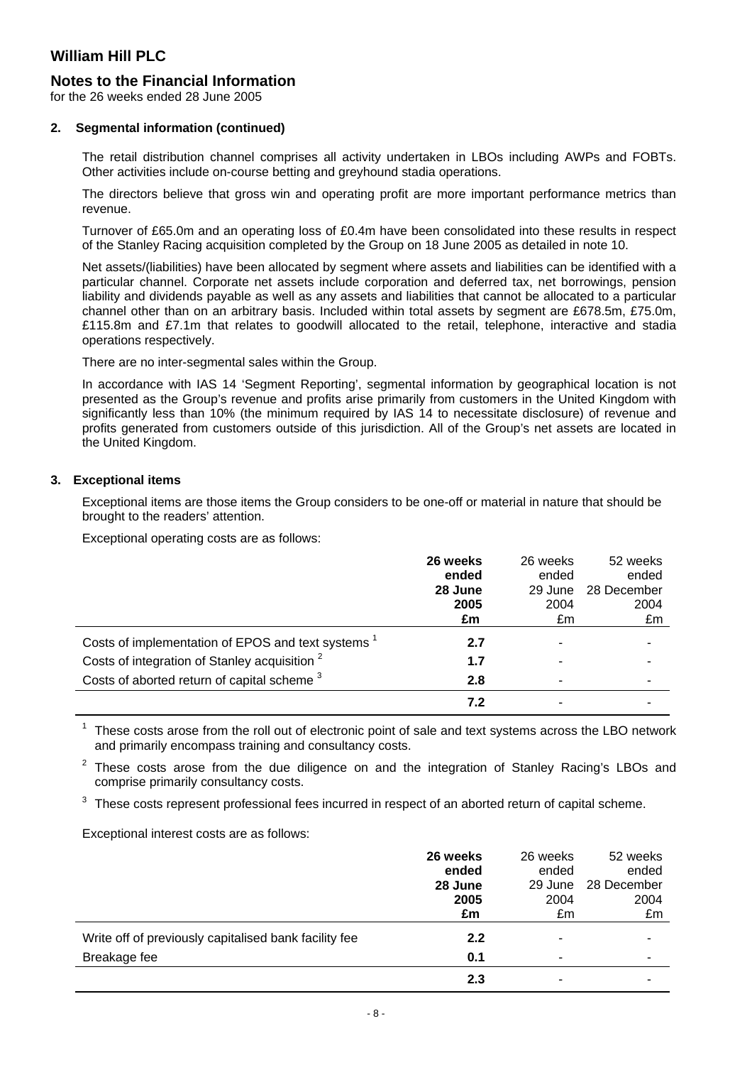# William Hill PLC

## Notes to the Financial Information

for the 26 weeks ended 28 June 2005

### 2. Segmental information (continued)

The retail distribution channel comprises all activity undertaken in LBOs including AWPs and FOBTs. Other activities include on-course betting and greyhound stadia operations.

The directors believe that gross win and operating profit are more important performance metrics than revenue.

Turnover of £65.0m and an operating loss of £0.4m have been consolidated into these results in respect of the Stanley Racing acquisition completed by the Group on 18 June 2005 as detailed in note 10.

Net assets/(liabilities) have been allocated by segment where assets and liabilities can be identified with a particular channel. Corporate net assets include corporation and deferred tax, net borrowings, pension liability and dividends payable as well as any assets and liabilities that cannot be allocated to a particular channel other than on an arbitrary basis. Included within total assets by segment are £678.5m, £75.0m, £115.8m and £7.1m that relates to goodwill allocated to the retail, telephone, interactive and stadia operations respectively.

There are no inter-segmental sales within the Group.

In accordance with IAS 14 'Segment Reporting', segmental information by geographical location is not presented as the Group's revenue and profits arise primarily from customers in the United Kingdom with significantly less than 10% (the minimum required by IAS 14 to necessitate disclosure) of revenue and profits generated from customers outside of this jurisdiction. All of the Group's net assets are located in the United Kingdom.

### 3. Exceptional items

Exceptional items are those items the Group considers to be one-off or material in nature that should be brought to the readers' attention.

Exceptional operating costs are as follows:

| | **26 weeks ended 28 June 2005 £m** | 26 weeks ended 29 June 2004 £m | 52 weeks ended 28 December 2004 £m |
|---|---|---|---|
| Costs of implementation of EPOS and text systems [1] | **2.7** | - | - |
| Costs of integration of Stanley acquisition [2] | **1.7** | - | - |
| Costs of aborted return of capital scheme [3] | **2.8** | - | - |
| | **7.2** | - | - |

[1] These costs arose from the roll out of electronic point of sale and text systems across the LBO network and primarily encompass training and consultancy costs.

[2] These costs arose from the due diligence on and the integration of Stanley Racing's LBOs and comprise primarily consultancy costs.

[3] These costs represent professional fees incurred in respect of an aborted return of capital scheme.

Exceptional interest costs are as follows:

| | **26 weeks ended 28 June 2005 £m** | 26 weeks ended 29 June 2004 £m | 52 weeks ended 28 December 2004 £m |
|---|---|---|---|
| Write off of previously capitalised bank facility fee | **2.2** | - | - |
| Breakage fee | **0.1** | - | - |
| | **2.3** | - | - |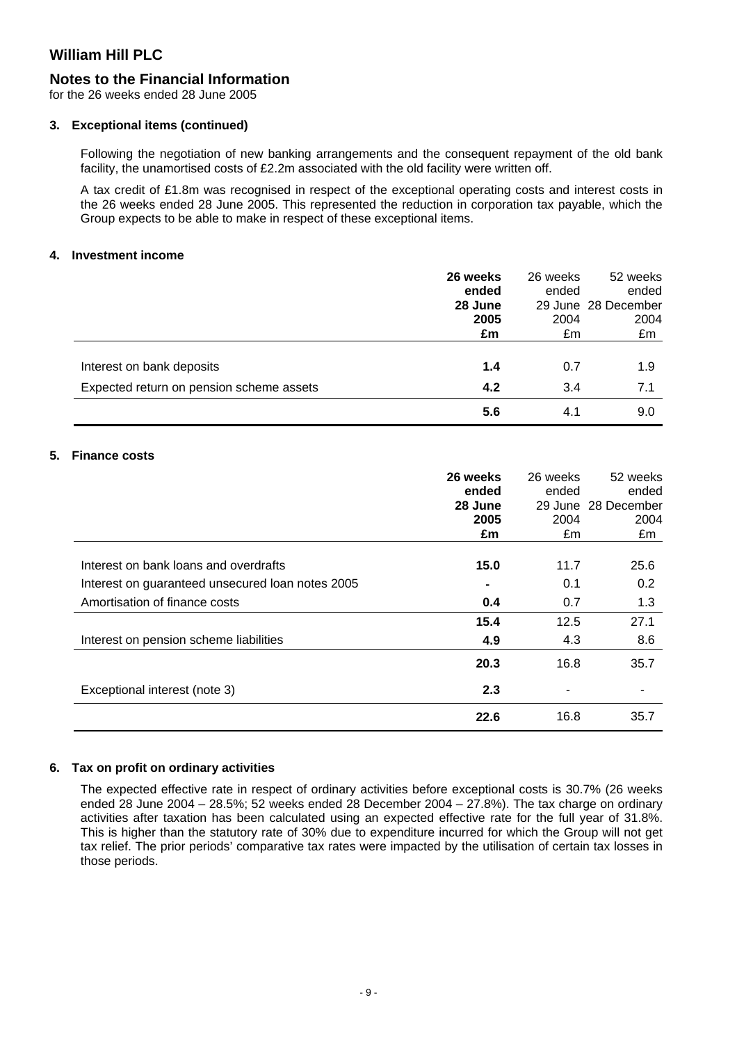# William Hill PLC

## Notes to the Financial Information

for the 26 weeks ended 28 June 2005

### 3. Exceptional items (continued)

Following the negotiation of new banking arrangements and the consequent repayment of the old bank facility, the unamortised costs of £2.2m associated with the old facility were written off.

A tax credit of £1.8m was recognised in respect of the exceptional operating costs and interest costs in the 26 weeks ended 28 June 2005. This represented the reduction in corporation tax payable, which the Group expects to be able to make in respect of these exceptional items.

### 4. Investment income

| | **26 weeks ended 28 June 2005 £m** | 26 weeks ended 29 June 2004 £m | 52 weeks ended 28 December 2004 £m |
|---|---|---|---|
| Interest on bank deposits | **1.4** | 0.7 | 1.9 |
| Expected return on pension scheme assets | **4.2** | 3.4 | 7.1 |
| | **5.6** | 4.1 | 9.0 |

### 5. Finance costs

| | **26 weeks ended 28 June 2005 £m** | 26 weeks ended 29 June 2004 £m | 52 weeks ended 28 December 2004 £m |
|---|---|---|---|
| Interest on bank loans and overdrafts | **15.0** | 11.7 | 25.6 |
| Interest on guaranteed unsecured loan notes 2005 | **-** | 0.1 | 0.2 |
| Amortisation of finance costs | **0.4** | 0.7 | 1.3 |
| | **15.4** | 12.5 | 27.1 |
| Interest on pension scheme liabilities | **4.9** | 4.3 | 8.6 |
| | **20.3** | 16.8 | 35.7 |
| Exceptional interest (note 3) | **2.3** | - | - |
| | **22.6** | 16.8 | 35.7 |

### 6. Tax on profit on ordinary activities

The expected effective rate in respect of ordinary activities before exceptional costs is 30.7% (26 weeks ended 28 June 2004 – 28.5%; 52 weeks ended 28 December 2004 – 27.8%). The tax charge on ordinary activities after taxation has been calculated using an expected effective rate for the full year of 31.8%. This is higher than the statutory rate of 30% due to expenditure incurred for which the Group will not get tax relief. The prior periods' comparative tax rates were impacted by the utilisation of certain tax losses in those periods.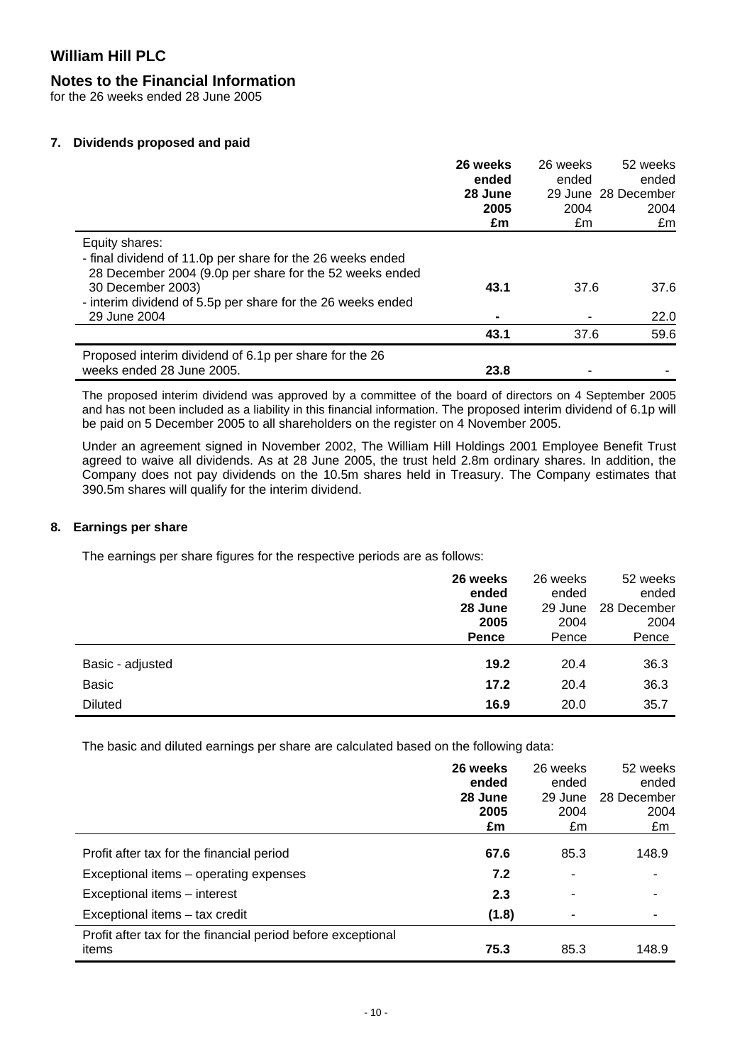# William Hill PLC

## Notes to the Financial Information

for the 26 weeks ended 28 June 2005

### 7. Dividends proposed and paid

| | **26 weeks ended 28 June 2005 £m** | 26 weeks ended 29 June 2004 £m | 52 weeks ended 28 December 2004 £m |
|---|---|---|---|
| Equity shares: | | | |
| - final dividend of 11.0p per share for the 26 weeks ended 28 December 2004 (9.0p per share for the 52 weeks ended 30 December 2003) | **43.1** | 37.6 | 37.6 |
| - interim dividend of 5.5p per share for the 26 weeks ended 29 June 2004 | **-** | - | 22.0 |
| | **43.1** | 37.6 | 59.6 |
| Proposed interim dividend of 6.1p per share for the 26 weeks ended 28 June 2005. | **23.8** | - | - |

The proposed interim dividend was approved by a committee of the board of directors on 4 September 2005 and has not been included as a liability in this financial information. The proposed interim dividend of 6.1p will be paid on 5 December 2005 to all shareholders on the register on 4 November 2005.

Under an agreement signed in November 2002, The William Hill Holdings 2001 Employee Benefit Trust agreed to waive all dividends. As at 28 June 2005, the trust held 2.8m ordinary shares. In addition, the Company does not pay dividends on the 10.5m shares held in Treasury. The Company estimates that 390.5m shares will qualify for the interim dividend.

### 8. Earnings per share

The earnings per share figures for the respective periods are as follows:

| | **26 weeks ended 28 June 2005 Pence** | 26 weeks ended 29 June 2004 Pence | 52 weeks ended 28 December 2004 Pence |
|---|---|---|---|
| Basic - adjusted | **19.2** | 20.4 | 36.3 |
| Basic | **17.2** | 20.4 | 36.3 |
| Diluted | **16.9** | 20.0 | 35.7 |

The basic and diluted earnings per share are calculated based on the following data:

| | **26 weeks ended 28 June 2005 £m** | 26 weeks ended 29 June 2004 £m | 52 weeks ended 28 December 2004 £m |
|---|---|---|---|
| Profit after tax for the financial period | **67.6** | 85.3 | 148.9 |
| Exceptional items – operating expenses | **7.2** | - | - |
| Exceptional items – interest | **2.3** | - | - |
| Exceptional items – tax credit | **(1.8)** | - | - |
| Profit after tax for the financial period before exceptional items | **75.3** | 85.3 | 148.9 |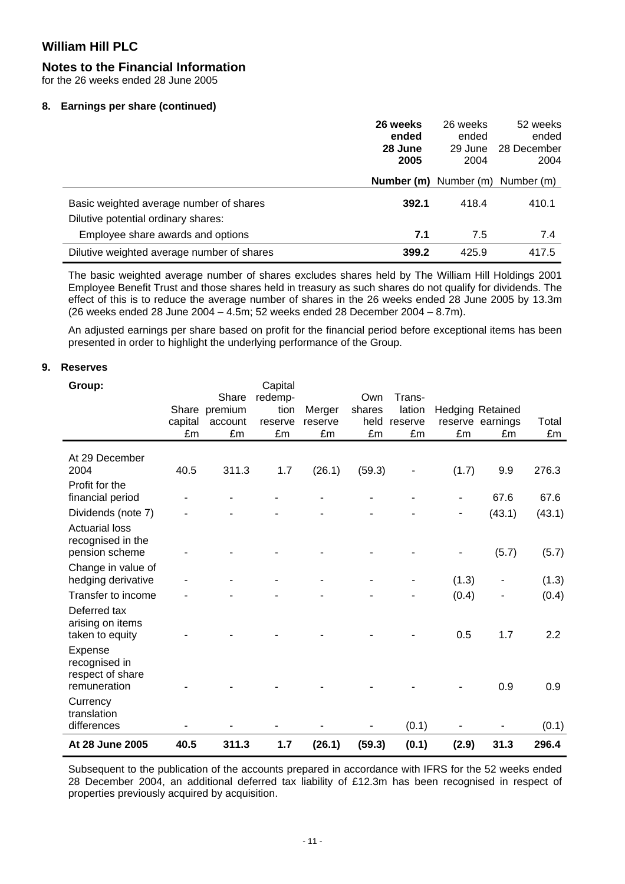# William Hill PLC

## Notes to the Financial Information

for the 26 weeks ended 28 June 2005

### 8. Earnings per share (continued)

| | **26 weeks ended 28 June 2005** | 26 weeks ended 29 June 2004 | 52 weeks ended 28 December 2004 |
|---|---|---|---|
| | **Number (m)** | Number (m) | Number (m) |
| Basic weighted average number of shares | **392.1** | 418.4 | 410.1 |
| Dilutive potential ordinary shares: | | | |
| Employee share awards and options | **7.1** | 7.5 | 7.4 |
| Dilutive weighted average number of shares | **399.2** | 425.9 | 417.5 |

The basic weighted average number of shares excludes shares held by The William Hill Holdings 2001 Employee Benefit Trust and those shares held in treasury as such shares do not qualify for dividends. The effect of this is to reduce the average number of shares in the 26 weeks ended 28 June 2005 by 13.3m (26 weeks ended 28 June 2004 – 4.5m; 52 weeks ended 28 December 2004 – 8.7m).

An adjusted earnings per share based on profit for the financial period before exceptional items has been presented in order to highlight the underlying performance of the Group.

### 9. Reserves

| Group: | Share capital £m | Share premium account £m | Capital redemption reserve £m | Merger reserve £m | Own shares held £m | Translation reserve £m | Hedging reserve £m | Retained earnings £m | Total £m |
|---|---|---|---|---|---|---|---|---|---|
| At 29 December 2004 | 40.5 | 311.3 | 1.7 | (26.1) | (59.3) | - | (1.7) | 9.9 | 276.3 |
| Profit for the financial period | - | - | - | - | - | - | - | 67.6 | 67.6 |
| Dividends (note 7) | - | - | - | - | - | - | - | (43.1) | (43.1) |
| Actuarial loss recognised in the pension scheme | - | - | - | - | - | - | - | (5.7) | (5.7) |
| Change in value of hedging derivative | - | - | - | - | - | - | (1.3) | - | (1.3) |
| Transfer to income | - | - | - | - | - | - | (0.4) | - | (0.4) |
| Deferred tax arising on items taken to equity | - | - | - | - | - | - | 0.5 | 1.7 | 2.2 |
| Expense recognised in respect of share remuneration | - | - | - | - | - | - | - | 0.9 | 0.9 |
| Currency translation differences | - | - | - | - | - | (0.1) | - | - | (0.1) |
| **At 28 June 2005** | **40.5** | **311.3** | **1.7** | **(26.1)** | **(59.3)** | **(0.1)** | **(2.9)** | **31.3** | **296.4** |

Subsequent to the publication of the accounts prepared in accordance with IFRS for the 52 weeks ended 28 December 2004, an additional deferred tax liability of £12.3m has been recognised in respect of properties previously acquired by acquisition.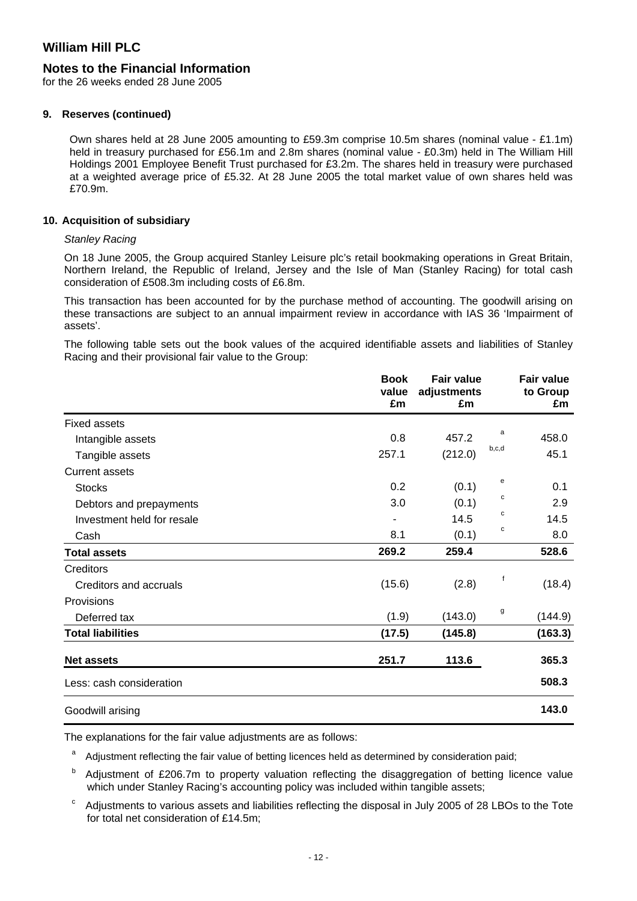## 9. Reserves (continued)

Own shares held at 28 June 2005 amounting to £59.3m comprise 10.5m shares (nominal value - £1.1m) held in treasury purchased for £56.1m and 2.8m shares (nominal value - £0.3m) held in The William Hill Holdings 2001 Employee Benefit Trust purchased for £3.2m. The shares held in treasury were purchased at a weighted average price of £5.32. At 28 June 2005 the total market value of own shares held was £70.9m.

## 10. Acquisition of subsidiary

*Stanley Racing*

On 18 June 2005, the Group acquired Stanley Leisure plc's retail bookmaking operations in Great Britain, Northern Ireland, the Republic of Ireland, Jersey and the Isle of Man (Stanley Racing) for total cash consideration of £508.3m including costs of £6.8m.

This transaction has been accounted for by the purchase method of accounting. The goodwill arising on these transactions are subject to an annual impairment review in accordance with IAS 36 'Impairment of assets'.

The following table sets out the book values of the acquired identifiable assets and liabilities of Stanley Racing and their provisional fair value to the Group:

| | Book value £m | Fair value adjustments £m | | Fair value to Group £m |
|---|---|---|---|---|
| Fixed assets | | | | |
| Intangible assets | 0.8 | 457.2 | a | 458.0 |
| Tangible assets | 257.1 | (212.0) | b,c,d | 45.1 |
| Current assets | | | | |
| Stocks | 0.2 | (0.1) | e | 0.1 |
| Debtors and prepayments | 3.0 | (0.1) | c | 2.9 |
| Investment held for resale | - | 14.5 | c | 14.5 |
| Cash | 8.1 | (0.1) | c | 8.0 |
| **Total assets** | **269.2** | **259.4** | | **528.6** |
| Creditors | | | | |
| Creditors and accruals | (15.6) | (2.8) | f | (18.4) |
| Provisions | | | | |
| Deferred tax | (1.9) | (143.0) | g | (144.9) |
| **Total liabilities** | **(17.5)** | **(145.8)** | | **(163.3)** |
| **Net assets** | **251.7** | **113.6** | | **365.3** |
| Less: cash consideration | | | | **508.3** |
| Goodwill arising | | | | **143.0** |

The explanations for the fair value adjustments are as follows:

[a] Adjustment reflecting the fair value of betting licences held as determined by consideration paid;

[b] Adjustment of £206.7m to property valuation reflecting the disaggregation of betting licence value which under Stanley Racing's accounting policy was included within tangible assets;

[c] Adjustments to various assets and liabilities reflecting the disposal in July 2005 of 28 LBOs to the Tote for total net consideration of £14.5m;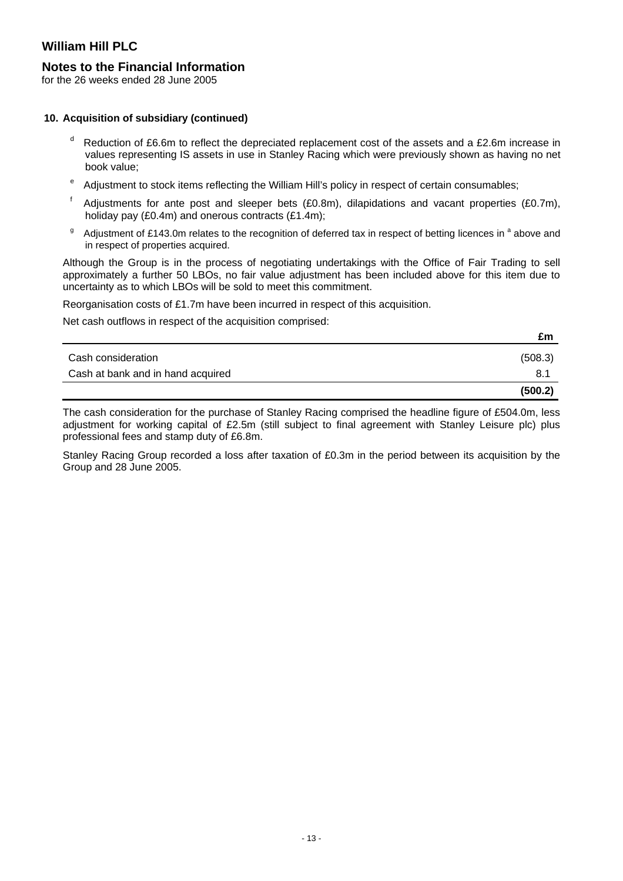# William Hill PLC

## Notes to the Financial Information

for the 26 weeks ended 28 June 2005

### 10. Acquisition of subsidiary (continued)

- [d] Reduction of £6.6m to reflect the depreciated replacement cost of the assets and a £2.6m increase in values representing IS assets in use in Stanley Racing which were previously shown as having no net book value;
- [e] Adjustment to stock items reflecting the William Hill's policy in respect of certain consumables;
- [f] Adjustments for ante post and sleeper bets (£0.8m), dilapidations and vacant properties (£0.7m), holiday pay (£0.4m) and onerous contracts (£1.4m);
- [g] Adjustment of £143.0m relates to the recognition of deferred tax in respect of betting licences in [a] above and in respect of properties acquired.

Although the Group is in the process of negotiating undertakings with the Office of Fair Trading to sell approximately a further 50 LBOs, no fair value adjustment has been included above for this item due to uncertainty as to which LBOs will be sold to meet this commitment.

Reorganisation costs of £1.7m have been incurred in respect of this acquisition.

Net cash outflows in respect of the acquisition comprised:

| | £m |
|---|---|
| Cash consideration | (508.3) |
| Cash at bank and in hand acquired | 8.1 |
| | **(500.2)** |

The cash consideration for the purchase of Stanley Racing comprised the headline figure of £504.0m, less adjustment for working capital of £2.5m (still subject to final agreement with Stanley Leisure plc) plus professional fees and stamp duty of £6.8m.

Stanley Racing Group recorded a loss after taxation of £0.3m in the period between its acquisition by the Group and 28 June 2005.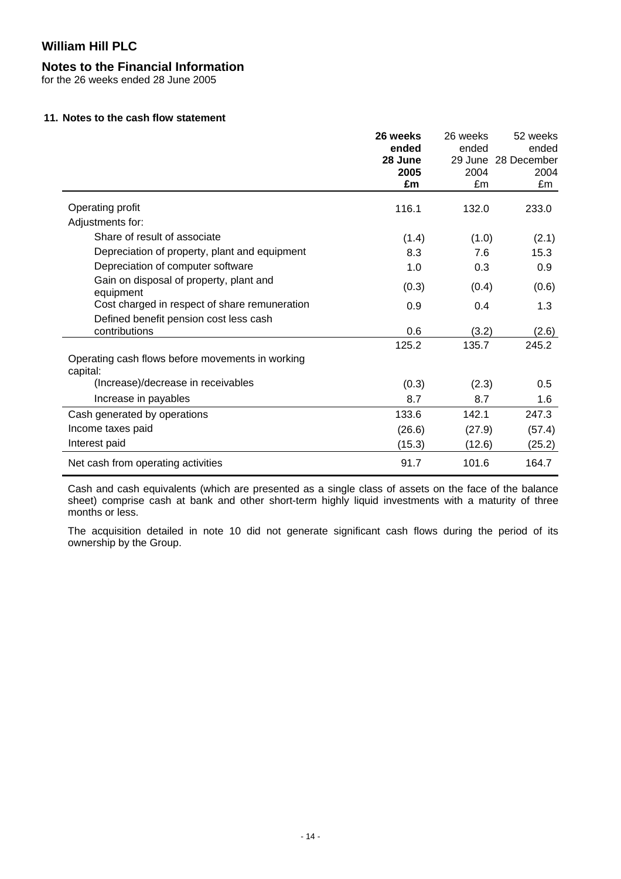# William Hill PLC

## Notes to the Financial Information

for the 26 weeks ended 28 June 2005

### 11. Notes to the cash flow statement

| | **26 weeks ended 28 June 2005 £m** | 26 weeks ended 29 June 2004 £m | 52 weeks ended 28 December 2004 £m |
|---|---|---|---|
| Operating profit | 116.1 | 132.0 | 233.0 |
| Adjustments for: | | | |
| Share of result of associate | (1.4) | (1.0) | (2.1) |
| Depreciation of property, plant and equipment | 8.3 | 7.6 | 15.3 |
| Depreciation of computer software | 1.0 | 0.3 | 0.9 |
| Gain on disposal of property, plant and equipment | (0.3) | (0.4) | (0.6) |
| Cost charged in respect of share remuneration | 0.9 | 0.4 | 1.3 |
| Defined benefit pension cost less cash contributions | 0.6 | (3.2) | (2.6) |
| | 125.2 | 135.7 | 245.2 |
| Operating cash flows before movements in working capital: | | | |
| (Increase)/decrease in receivables | (0.3) | (2.3) | 0.5 |
| Increase in payables | 8.7 | 8.7 | 1.6 |
| Cash generated by operations | 133.6 | 142.1 | 247.3 |
| Income taxes paid | (26.6) | (27.9) | (57.4) |
| Interest paid | (15.3) | (12.6) | (25.2) |
| Net cash from operating activities | 91.7 | 101.6 | 164.7 |

Cash and cash equivalents (which are presented as a single class of assets on the face of the balance sheet) comprise cash at bank and other short-term highly liquid investments with a maturity of three months or less.

The acquisition detailed in note 10 did not generate significant cash flows during the period of its ownership by the Group.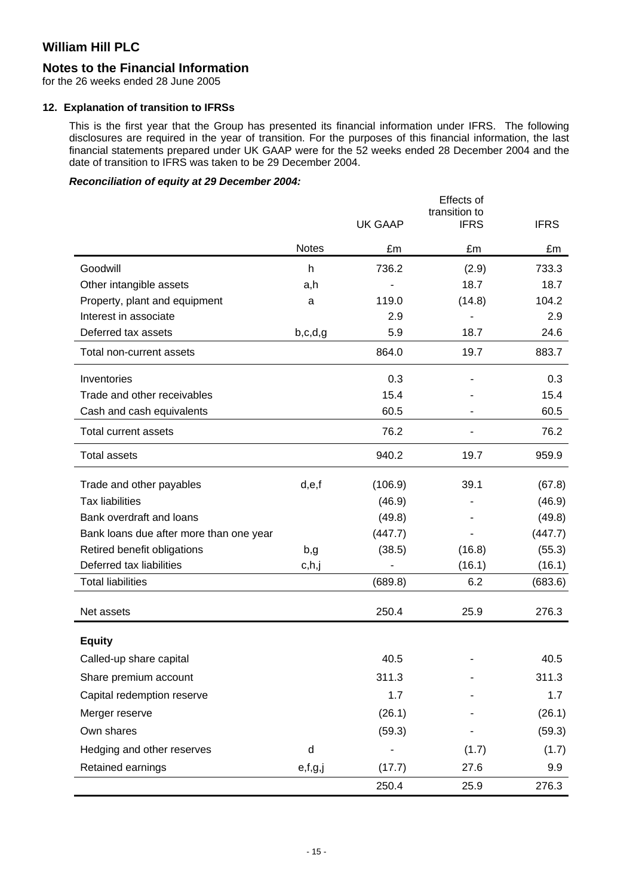# William Hill PLC

## Notes to the Financial Information

for the 26 weeks ended 28 June 2005

### 12. Explanation of transition to IFRSs

This is the first year that the Group has presented its financial information under IFRS. The following disclosures are required in the year of transition. For the purposes of this financial information, the last financial statements prepared under UK GAAP were for the 52 weeks ended 28 December 2004 and the date of transition to IFRS was taken to be 29 December 2004.

***Reconciliation of equity at 29 December 2004:***

| | Notes | UK GAAP £m | Effects of transition to IFRS £m | IFRS £m |
|---|---|---|---|---|
| Goodwill | h | 736.2 | (2.9) | 733.3 |
| Other intangible assets | a,h | - | 18.7 | 18.7 |
| Property, plant and equipment | a | 119.0 | (14.8) | 104.2 |
| Interest in associate | | 2.9 | - | 2.9 |
| Deferred tax assets | b,c,d,g | 5.9 | 18.7 | 24.6 |
| Total non-current assets | | 864.0 | 19.7 | 883.7 |
| Inventories | | 0.3 | - | 0.3 |
| Trade and other receivables | | 15.4 | - | 15.4 |
| Cash and cash equivalents | | 60.5 | - | 60.5 |
| Total current assets | | 76.2 | - | 76.2 |
| Total assets | | 940.2 | 19.7 | 959.9 |
| Trade and other payables | d,e,f | (106.9) | 39.1 | (67.8) |
| Tax liabilities | | (46.9) | - | (46.9) |
| Bank overdraft and loans | | (49.8) | - | (49.8) |
| Bank loans due after more than one year | | (447.7) | - | (447.7) |
| Retired benefit obligations | b,g | (38.5) | (16.8) | (55.3) |
| Deferred tax liabilities | c,h,j | - | (16.1) | (16.1) |
| Total liabilities | | (689.8) | 6.2 | (683.6) |
| Net assets | | 250.4 | 25.9 | 276.3 |
| **Equity** | | | | |
| Called-up share capital | | 40.5 | - | 40.5 |
| Share premium account | | 311.3 | - | 311.3 |
| Capital redemption reserve | | 1.7 | - | 1.7 |
| Merger reserve | | (26.1) | - | (26.1) |
| Own shares | | (59.3) | - | (59.3) |
| Hedging and other reserves | d | - | (1.7) | (1.7) |
| Retained earnings | e,f,g,j | (17.7) | 27.6 | 9.9 |
| | | 250.4 | 25.9 | 276.3 |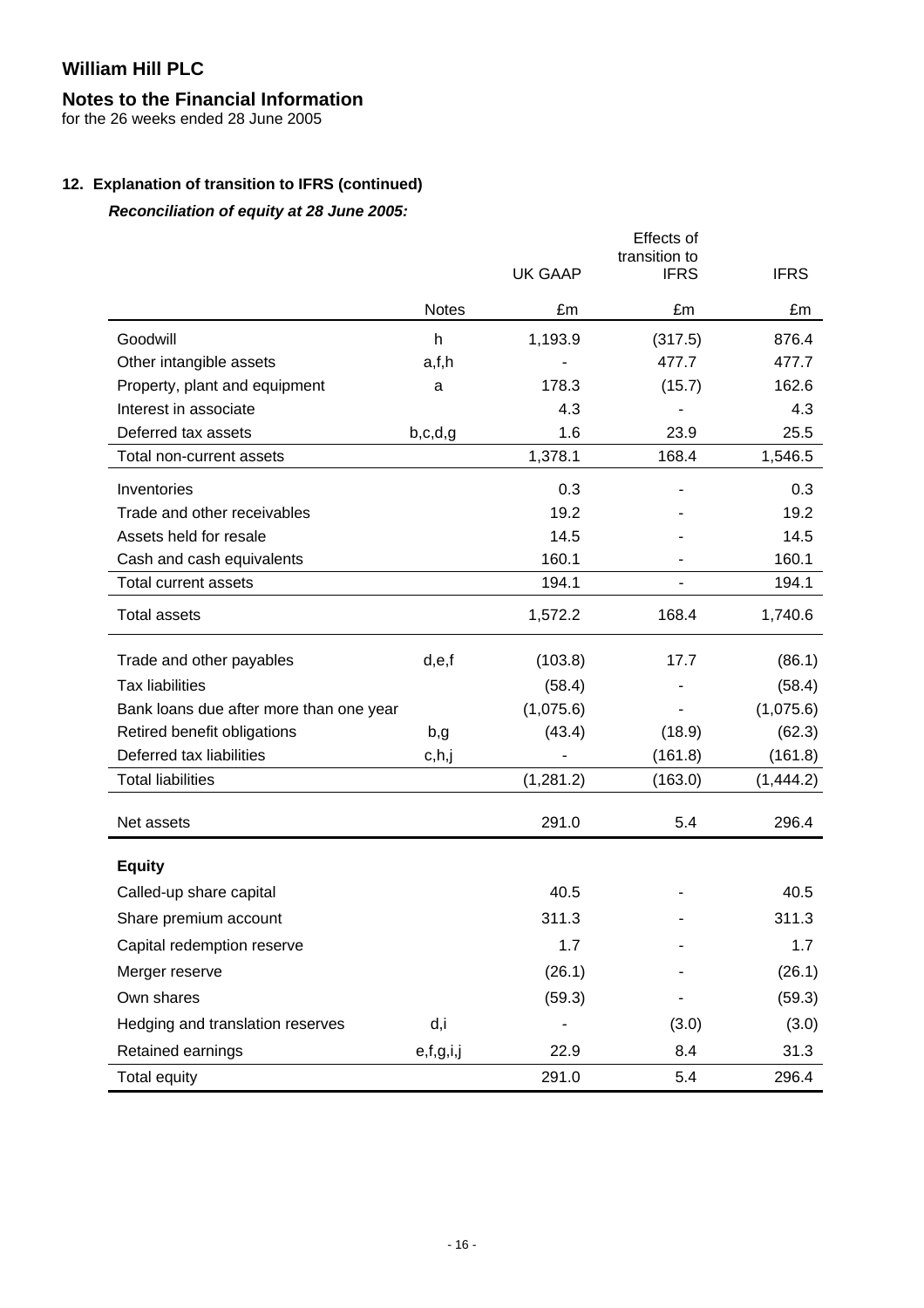# William Hill PLC

## Notes to the Financial Information

for the 26 weeks ended 28 June 2005

### 12. Explanation of transition to IFRS (continued)

***Reconciliation of equity at 28 June 2005:***

| | Notes | UK GAAP | Effects of transition to IFRS | IFRS |
|---|---|---|---|---|
| | | £m | £m | £m |
| Goodwill | h | 1,193.9 | (317.5) | 876.4 |
| Other intangible assets | a,f,h | - | 477.7 | 477.7 |
| Property, plant and equipment | a | 178.3 | (15.7) | 162.6 |
| Interest in associate | | 4.3 | - | 4.3 |
| Deferred tax assets | b,c,d,g | 1.6 | 23.9 | 25.5 |
| Total non-current assets | | 1,378.1 | 168.4 | 1,546.5 |
| Inventories | | 0.3 | - | 0.3 |
| Trade and other receivables | | 19.2 | - | 19.2 |
| Assets held for resale | | 14.5 | - | 14.5 |
| Cash and cash equivalents | | 160.1 | - | 160.1 |
| Total current assets | | 194.1 | - | 194.1 |
| Total assets | | 1,572.2 | 168.4 | 1,740.6 |
| Trade and other payables | d,e,f | (103.8) | 17.7 | (86.1) |
| Tax liabilities | | (58.4) | - | (58.4) |
| Bank loans due after more than one year | | (1,075.6) | - | (1,075.6) |
| Retired benefit obligations | b,g | (43.4) | (18.9) | (62.3) |
| Deferred tax liabilities | c,h,j | - | (161.8) | (161.8) |
| Total liabilities | | (1,281.2) | (163.0) | (1,444.2) |
| Net assets | | 291.0 | 5.4 | 296.4 |
| **Equity** | | | | |
| Called-up share capital | | 40.5 | - | 40.5 |
| Share premium account | | 311.3 | - | 311.3 |
| Capital redemption reserve | | 1.7 | - | 1.7 |
| Merger reserve | | (26.1) | - | (26.1) |
| Own shares | | (59.3) | - | (59.3) |
| Hedging and translation reserves | d,i | - | (3.0) | (3.0) |
| Retained earnings | e,f,g,i,j | 22.9 | 8.4 | 31.3 |
| Total equity | | 291.0 | 5.4 | 296.4 |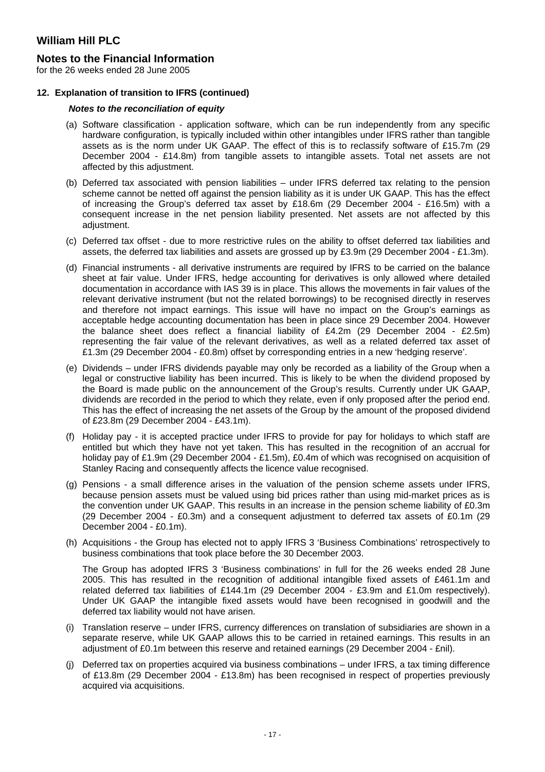# William Hill PLC

## Notes to the Financial Information

for the 26 weeks ended 28 June 2005

### 12. Explanation of transition to IFRS (continued)

***Notes to the reconciliation of equity***

(a) Software classification - application software, which can be run independently from any specific hardware configuration, is typically included within other intangibles under IFRS rather than tangible assets as is the norm under UK GAAP. The effect of this is to reclassify software of £15.7m (29 December 2004 - £14.8m) from tangible assets to intangible assets. Total net assets are not affected by this adjustment.

(b) Deferred tax associated with pension liabilities – under IFRS deferred tax relating to the pension scheme cannot be netted off against the pension liability as it is under UK GAAP. This has the effect of increasing the Group's deferred tax asset by £18.6m (29 December 2004 - £16.5m) with a consequent increase in the net pension liability presented. Net assets are not affected by this adjustment.

(c) Deferred tax offset - due to more restrictive rules on the ability to offset deferred tax liabilities and assets, the deferred tax liabilities and assets are grossed up by £3.9m (29 December 2004 - £1.3m).

(d) Financial instruments - all derivative instruments are required by IFRS to be carried on the balance sheet at fair value. Under IFRS, hedge accounting for derivatives is only allowed where detailed documentation in accordance with IAS 39 is in place. This allows the movements in fair values of the relevant derivative instrument (but not the related borrowings) to be recognised directly in reserves and therefore not impact earnings. This issue will have no impact on the Group's earnings as acceptable hedge accounting documentation has been in place since 29 December 2004. However the balance sheet does reflect a financial liability of £4.2m (29 December 2004 - £2.5m) representing the fair value of the relevant derivatives, as well as a related deferred tax asset of £1.3m (29 December 2004 - £0.8m) offset by corresponding entries in a new 'hedging reserve'.

(e) Dividends – under IFRS dividends payable may only be recorded as a liability of the Group when a legal or constructive liability has been incurred. This is likely to be when the dividend proposed by the Board is made public on the announcement of the Group's results. Currently under UK GAAP, dividends are recorded in the period to which they relate, even if only proposed after the period end. This has the effect of increasing the net assets of the Group by the amount of the proposed dividend of £23.8m (29 December 2004 - £43.1m).

(f) Holiday pay - it is accepted practice under IFRS to provide for pay for holidays to which staff are entitled but which they have not yet taken. This has resulted in the recognition of an accrual for holiday pay of £1.9m (29 December 2004 - £1.5m), £0.4m of which was recognised on acquisition of Stanley Racing and consequently affects the licence value recognised.

(g) Pensions - a small difference arises in the valuation of the pension scheme assets under IFRS, because pension assets must be valued using bid prices rather than using mid-market prices as is the convention under UK GAAP. This results in an increase in the pension scheme liability of £0.3m (29 December 2004 - £0.3m) and a consequent adjustment to deferred tax assets of £0.1m (29 December 2004 - £0.1m).

(h) Acquisitions - the Group has elected not to apply IFRS 3 'Business Combinations' retrospectively to business combinations that took place before the 30 December 2003.

The Group has adopted IFRS 3 'Business combinations' in full for the 26 weeks ended 28 June 2005. This has resulted in the recognition of additional intangible fixed assets of £461.1m and related deferred tax liabilities of £144.1m (29 December 2004 - £3.9m and £1.0m respectively). Under UK GAAP the intangible fixed assets would have been recognised in goodwill and the deferred tax liability would not have arisen.

(i) Translation reserve – under IFRS, currency differences on translation of subsidiaries are shown in a separate reserve, while UK GAAP allows this to be carried in retained earnings. This results in an adjustment of £0.1m between this reserve and retained earnings (29 December 2004 - £nil).

(j) Deferred tax on properties acquired via business combinations – under IFRS, a tax timing difference of £13.8m (29 December 2004 - £13.8m) has been recognised in respect of properties previously acquired via acquisitions.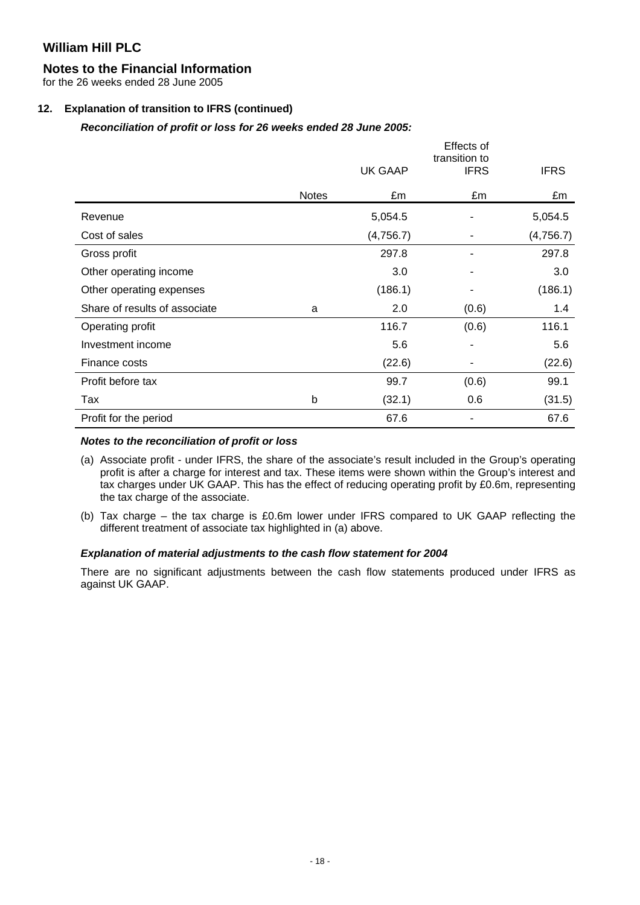# William Hill PLC

## Notes to the Financial Information

for the 26 weeks ended 28 June 2005

### 12. Explanation of transition to IFRS (continued)

***Reconciliation of profit or loss for 26 weeks ended 28 June 2005:***

| | Notes | UK GAAP £m | Effects of transition to IFRS £m | IFRS £m |
|---|---|---|---|---|
| Revenue | | 5,054.5 | - | 5,054.5 |
| Cost of sales | | (4,756.7) | - | (4,756.7) |
| Gross profit | | 297.8 | - | 297.8 |
| Other operating income | | 3.0 | - | 3.0 |
| Other operating expenses | | (186.1) | - | (186.1) |
| Share of results of associate | a | 2.0 | (0.6) | 1.4 |
| Operating profit | | 116.7 | (0.6) | 116.1 |
| Investment income | | 5.6 | - | 5.6 |
| Finance costs | | (22.6) | - | (22.6) |
| Profit before tax | | 99.7 | (0.6) | 99.1 |
| Tax | b | (32.1) | 0.6 | (31.5) |
| Profit for the period | | 67.6 | - | 67.6 |

***Notes to the reconciliation of profit or loss***

(a) Associate profit - under IFRS, the share of the associate's result included in the Group's operating profit is after a charge for interest and tax. These items were shown within the Group's interest and tax charges under UK GAAP. This has the effect of reducing operating profit by £0.6m, representing the tax charge of the associate.

(b) Tax charge – the tax charge is £0.6m lower under IFRS compared to UK GAAP reflecting the different treatment of associate tax highlighted in (a) above.

***Explanation of material adjustments to the cash flow statement for 2004***

There are no significant adjustments between the cash flow statements produced under IFRS as against UK GAAP.